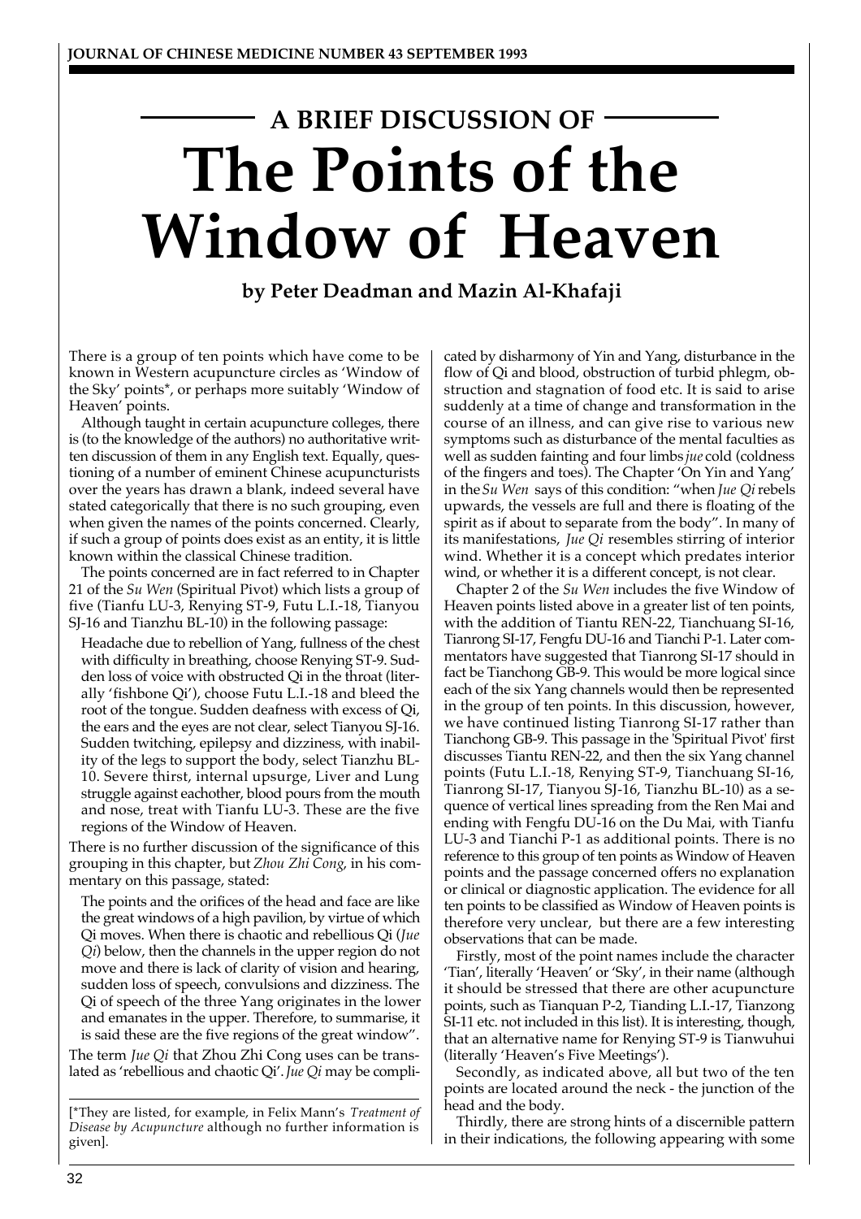## A BRIEF DISCUSSION OF

# The Points of the Window of Heaven

**by Peter Deadman and Mazin Al-Khafaji**

There is a group of ten points which have come to be known in Western acupuncture circles as 'Window of the Sky' points*, or perhaps more suitably 'Window of Heaven' points.

Although taught in certain acupuncture colleges, there is (to the knowledge of the authors) no authoritative written discussion of them in any English text. Equally, questioning of a number of eminent Chinese acupuncturists over the years has drawn a blank, indeed several have stated categorically that there is no such grouping, even when given the names of the points concerned. Clearly, if such a group of points does exist as an entity, it is little known within the classical Chinese tradition.

The points concerned are in fact referred to in Chapter 21 of the *Su Wen* (Spiritual Pivot) which lists a group of five (Tianfu LU-3, Renying ST-9, Futu L.I.-18, Tianyou SJ-16 and Tianzhu BL-10) in the following passage:

> Headache due to rebellion of Yang, fullness of the chest with difficulty in breathing, choose Renying ST-9. Sudden loss of voice with obstructed Qi in the throat (literally 'fishbone Qi'), choose Futu L.I.-18 and bleed the root of the tongue. Sudden deafness with excess of Qi, the ears and the eyes are not clear, select Tianyou SJ-16. Sudden twitching, epilepsy and dizziness, with inability of the legs to support the body, select Tianzhu BL-10. Severe thirst, internal upsurge, Liver and Lung struggle against eachother, blood pours from the mouth and nose, treat with Tianfu LU-3. These are the five regions of the Window of Heaven.

There is no further discussion of the significance of this grouping in this chapter, but *Zhou Zhi Cong*, in his commentary on this passage, stated:

> The points and the orifices of the head and face are like the great windows of a high pavilion, by virtue of which Qi moves. When there is chaotic and rebellious Qi (*Jue Qi*) below, then the channels in the upper region do not move and there is lack of clarity of vision and hearing, sudden loss of speech, convulsions and dizziness. The Qi of speech of the three Yang originates in the lower and emanates in the upper. Therefore, to summarise, it is said these are the five regions of the great window".

The term *Jue Qi* that Zhou Zhi Cong uses can be translated as 'rebellious and chaotic Qi'. *Jue Qi* may be complicated by disharmony of Yin and Yang, disturbance in the flow of Qi and blood, obstruction of turbid phlegm, obstruction and stagnation of food etc. It is said to arise suddenly at a time of change and transformation in the course of an illness, and can give rise to various new symptoms such as disturbance of the mental faculties as well as sudden fainting and four limbs *jue* cold (coldness of the fingers and toes). The Chapter 'On Yin and Yang' in the *Su Wen* says of this condition: "when *Jue Qi* rebels upwards, the vessels are full and there is floating of the spirit as if about to separate from the body". In many of its manifestations, *Jue Qi* resembles stirring of interior wind. Whether it is a concept which predates interior wind, or whether it is a different concept, is not clear.

Chapter 2 of the *Su Wen* includes the five Window of Heaven points listed above in a greater list of ten points, with the addition of Tiantu REN-22, Tianchuang SI-16, Tianrong SI-17, Fengfu DU-16 and Tianchi P-1. Later commentators have suggested that Tianrong SI-17 should in fact be Tianchong GB-9. This would be more logical since each of the six Yang channels would then be represented in the group of ten points. In this discussion, however, we have continued listing Tianrong SI-17 rather than Tianchong GB-9. This passage in the 'Spiritual Pivot' first discusses Tiantu REN-22, and then the six Yang channel points (Futu L.I.-18, Renying ST-9, Tianchuang SI-16, Tianrong SI-17, Tianyou SJ-16, Tianzhu BL-10) as a sequence of vertical lines spreading from the Ren Mai and ending with Fengfu DU-16 on the Du Mai, with Tianfu LU-3 and Tianchi P-1 as additional points. There is no reference to this group of ten points as Window of Heaven points and the passage concerned offers no explanation or clinical or diagnostic application. The evidence for all ten points to be classified as Window of Heaven points is therefore very unclear, but there are a few interesting observations that can be made.

Firstly, most of the point names include the character 'Tian', literally 'Heaven' or 'Sky', in their name (although it should be stressed that there are other acupuncture points, such as Tianquan P-2, Tianding L.I.-17, Tianzong SI-11 etc. not included in this list). It is interesting, though, that an alternative name for Renying ST-9 is Tianwuhui (literally 'Heaven's Five Meetings').

Secondly, as indicated above, all but two of the ten points are located around the neck - the junction of the head and the body.

Thirdly, there are strong hints of a discernible pattern in their indications, the following appearing with some

[*They are listed, for example, in Felix Mann's *Treatment of Disease by Acupuncture* although no further information is given].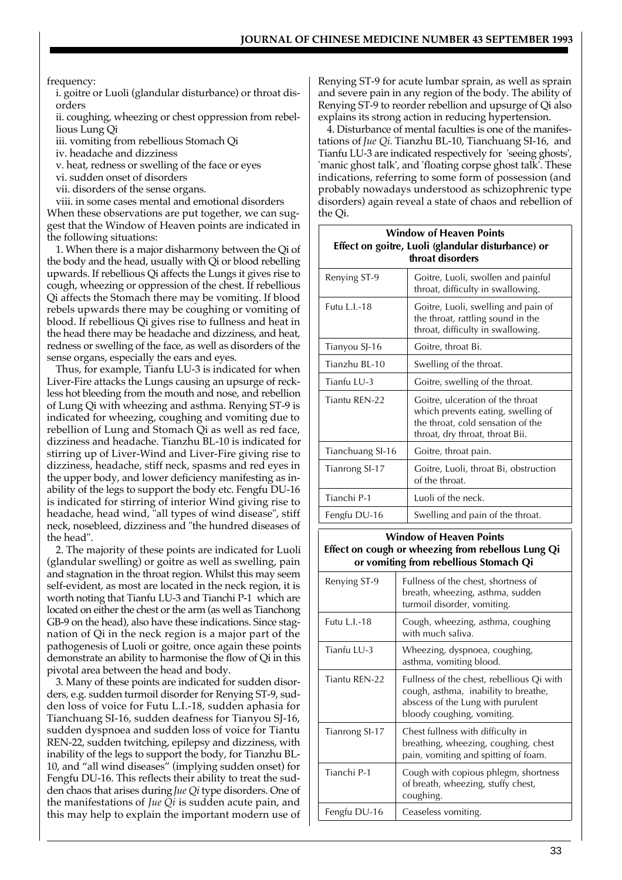frequency:

i. goitre or Luoli (glandular disturbance) or throat disorders

ii. coughing, wheezing or chest oppression from rebellious Lung Qi

iii. vomiting from rebellious Stomach Qi

iv. headache and dizziness

v. heat, redness or swelling of the face or eyes

vi. sudden onset of disorders

vii. disorders of the sense organs.

viii. in some cases mental and emotional disorders

When these observations are put together, we can suggest that the Window of Heaven points are indicated in the following situations:

1. When there is a major disharmony between the Qi of the body and the head, usually with Qi or blood rebelling upwards. If rebellious Qi affects the Lungs it gives rise to cough, wheezing or oppression of the chest. If rebellious Qi affects the Stomach there may be vomiting. If blood rebels upwards there may be coughing or vomiting of blood. If rebellious Qi gives rise to fullness and heat in the head there may be headache and dizziness, and heat, redness or swelling of the face, as well as disorders of the sense organs, especially the ears and eyes.

Thus, for example, Tianfu LU-3 is indicated for when Liver-Fire attacks the Lungs causing an upsurge of reckless hot bleeding from the mouth and nose, and rebellion of Lung Qi with wheezing and asthma. Renying ST-9 is indicated for wheezing, coughing and vomiting due to rebellion of Lung and Stomach Qi as well as red face, dizziness and headache. Tianzhu BL-10 is indicated for stirring up of Liver-Wind and Liver-Fire giving rise to dizziness, headache, stiff neck, spasms and red eyes in the upper body, and lower deficiency manifesting as inability of the legs to support the body etc. Fengfu DU-16 is indicated for stirring of interior Wind giving rise to headache, head wind, "all types of wind disease", stiff neck, nosebleed, dizziness and "the hundred diseases of the head".

2. The majority of these points are indicated for Luoli (glandular swelling) or goitre as well as swelling, pain and stagnation in the throat region. Whilst this may seem self-evident, as most are located in the neck region, it is worth noting that Tianfu LU-3 and Tianchi P-1 which are located on either the chest or the arm (as well as Tianchong GB-9 on the head), also have these indications. Since stagnation of Qi in the neck region is a major part of the pathogenesis of Luoli or goitre, once again these points demonstrate an ability to harmonise the flow of Qi in this pivotal area between the head and body.

3. Many of these points are indicated for sudden disorders, e.g. sudden turmoil disorder for Renying ST-9, sudden loss of voice for Futu L.I.-18, sudden aphasia for Tianchuang SI-16, sudden deafness for Tianyou SJ-16, sudden dyspnoea and sudden loss of voice for Tiantu REN-22, sudden twitching, epilepsy and dizziness, with inability of the legs to support the body, for Tianzhu BL-10, and "all wind diseases" (implying sudden onset) for Fengfu DU-16. This reflects their ability to treat the sudden chaos that arises during *Jue Qi* type disorders. One of the manifestations of *Jue Qi* is sudden acute pain, and this may help to explain the important modern use of Renying ST-9 for acute lumbar sprain, as well as sprain and severe pain in any region of the body. The ability of Renying ST-9 to reorder rebellion and upsurge of Qi also explains its strong action in reducing hypertension.

4. Disturbance of mental faculties is one of the manifestations of *Jue Qi*. Tianzhu BL-10, Tianchuang SI-16, and Tianfu LU-3 are indicated respectively for 'seeing ghosts', 'manic ghost talk', and 'floating corpse ghost talk'. These indications, referring to some form of possession (and probably nowadays understood as schizophrenic type disorders) again reveal a state of chaos and rebellion of the Qi.

**Window of Heaven Points**
**Effect on goitre, Luoli (glandular disturbance) or throat disorders**

| Point | Indications |
|---|---|
| Renying ST-9 | Goitre, Luoli, swollen and painful throat, difficulty in swallowing. |
| Futu L.I.-18 | Goitre, Luoli, swelling and pain of the throat, rattling sound in the throat, difficulty in swallowing. |
| Tianyou SJ-16 | Goitre, throat Bi. |
| Tianzhu BL-10 | Swelling of the throat. |
| Tianfu LU-3 | Goitre, swelling of the throat. |
| Tiantu REN-22 | Goitre, ulceration of the throat which prevents eating, swelling of the throat, cold sensation of the throat, dry throat, throat Bii. |
| Tianchuang SI-16 | Goitre, throat pain. |
| Tianrong SI-17 | Goitre, Luoli, throat Bi, obstruction of the throat. |
| Tianchi P-1 | Luoli of the neck. |
| Fengfu DU-16 | Swelling and pain of the throat. |

**Window of Heaven Points**
**Effect on cough or wheezing from rebellious Lung Qi or vomiting from rebellious Stomach Qi**

| Point | Indications |
|---|---|
| Renying ST-9 | Fullness of the chest, shortness of breath, wheezing, asthma, sudden turmoil disorder, vomiting. |
| Futu L.I.-18 | Cough, wheezing, asthma, coughing with much saliva. |
| Tianfu LU-3 | Wheezing, dyspnoea, coughing, asthma, vomiting blood. |
| Tiantu REN-22 | Fullness of the chest, rebellious Qi with cough, asthma, inability to breathe, abscess of the Lung with purulent bloody coughing, vomiting. |
| Tianrong SI-17 | Chest fullness with difficulty in breathing, wheezing, coughing, chest pain, vomiting and spitting of foam. |
| Tianchi P-1 | Cough with copious phlegm, shortness of breath, wheezing, stuffy chest, coughing. |
| Fengfu DU-16 | Ceaseless vomiting. |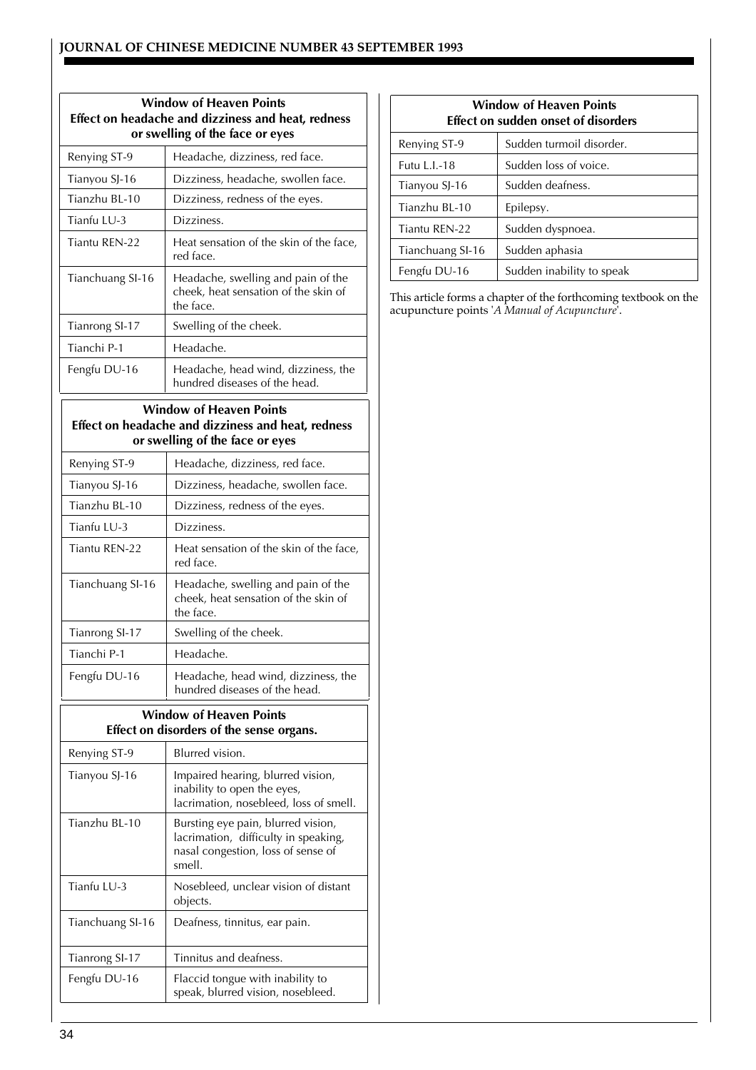| Window of Heaven Points Effect on headache and dizziness and heat, redness or swelling of the face or eyes | |
|---|---|
| Renying ST-9 | Headache, dizziness, red face. |
| Tianyou SJ-16 | Dizziness, headache, swollen face. |
| Tianzhu BL-10 | Dizziness, redness of the eyes. |
| Tianfu LU-3 | Dizziness. |
| Tiantu REN-22 | Heat sensation of the skin of the face, red face. |
| Tianchuang SI-16 | Headache, swelling and pain of the cheek, heat sensation of the skin of the face. |
| Tianrong SI-17 | Swelling of the cheek. |
| Tianchi P-1 | Headache. |
| Fengfu DU-16 | Headache, head wind, dizziness, the hundred diseases of the head. |

| Window of Heaven Points Effect on headache and dizziness and heat, redness or swelling of the face or eyes | |
|---|---|
| Renying ST-9 | Headache, dizziness, red face. |
| Tianyou SJ-16 | Dizziness, headache, swollen face. |
| Tianzhu BL-10 | Dizziness, redness of the eyes. |
| Tianfu LU-3 | Dizziness. |
| Tiantu REN-22 | Heat sensation of the skin of the face, red face. |
| Tianchuang SI-16 | Headache, swelling and pain of the cheek, heat sensation of the skin of the face. |
| Tianrong SI-17 | Swelling of the cheek. |
| Tianchi P-1 | Headache. |
| Fengfu DU-16 | Headache, head wind, dizziness, the hundred diseases of the head. |

| Window of Heaven Points Effect on disorders of the sense organs. | |
|---|---|
| Renying ST-9 | Blurred vision. |
| Tianyou SJ-16 | Impaired hearing, blurred vision, inability to open the eyes, lacrimation, nosebleed, loss of smell. |
| Tianzhu BL-10 | Bursting eye pain, blurred vision, lacrimation, difficulty in speaking, nasal congestion, loss of sense of smell. |
| Tianfu LU-3 | Nosebleed, unclear vision of distant objects. |
| Tianchuang SI-16 | Deafness, tinnitus, ear pain. |
| Tianrong SI-17 | Tinnitus and deafness. |
| Fengfu DU-16 | Flaccid tongue with inability to speak, blurred vision, nosebleed. |

| Window of Heaven Points Effect on sudden onset of disorders | |
|---|---|
| Renying ST-9 | Sudden turmoil disorder. |
| Futu L.I.-18 | Sudden loss of voice. |
| Tianyou SJ-16 | Sudden deafness. |
| Tianzhu BL-10 | Epilepsy. |
| Tiantu REN-22 | Sudden dyspnoea. |
| Tianchuang SI-16 | Sudden aphasia |
| Fengfu DU-16 | Sudden inability to speak |

This article forms a chapter of the forthcoming textbook on the acupuncture points '*A Manual of Acupuncture*'.